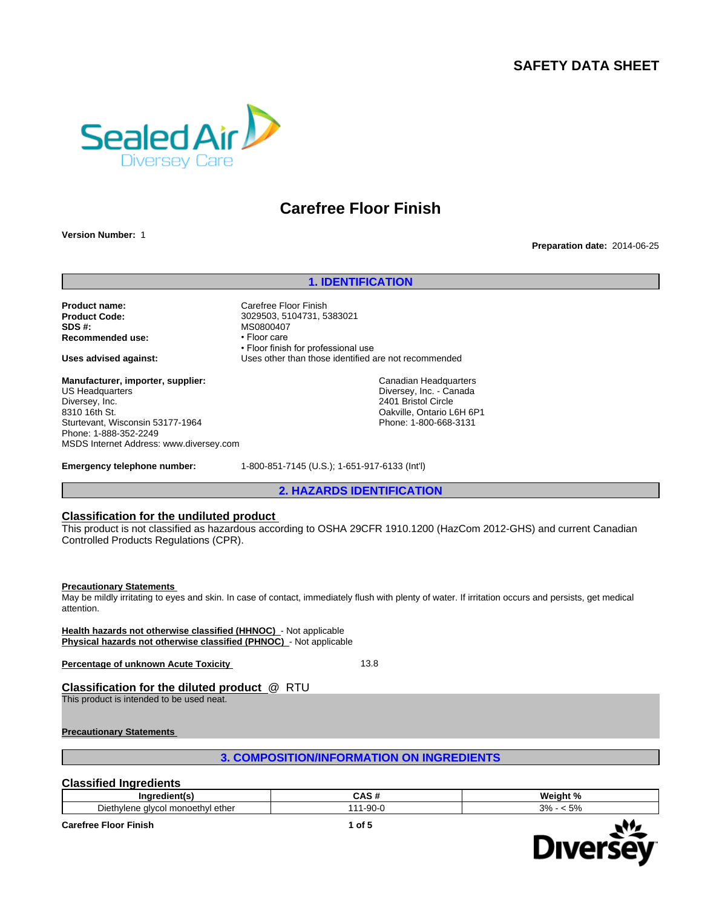# SAFETY DATA SHEET

# Carefree Floor Finish

**Version Number:** 1

**Preparation date:** 2014-06-25

## 1. IDENTIFICATION

**Product name:** Carefree Floor Finish
**Product Code:** 3029503, 5104731, 5383021
**SDS #:** MS0800407
**Recommended use:**
- Floor care
- Floor finish for professional use

**Uses advised against:** Uses other than those identified are not recommended

**Manufacturer, importer, supplier:**
US Headquarters
Diversey, Inc.
8310 16th St.
Sturtevant, Wisconsin 53177-1964
Phone: 1-888-352-2249
MSDS Internet Address: www.diversey.com

Canadian Headquarters
Diversey, Inc. - Canada
2401 Bristol Circle
Oakville, Ontario L6H 6P1
Phone: 1-800-668-3131

**Emergency telephone number:** 1-800-851-7145 (U.S.); 1-651-917-6133 (Int'l)

## 2. HAZARDS IDENTIFICATION

### Classification for the undiluted product

This product is not classified as hazardous according to OSHA 29CFR 1910.1200 (HazCom 2012-GHS) and current Canadian Controlled Products Regulations (CPR).

**Precautionary Statements**

May be mildly irritating to eyes and skin. In case of contact, immediately flush with plenty of water. If irritation occurs and persists, get medical attention.

**Health hazards not otherwise classified (HHNOC)** - Not applicable
**Physical hazards not otherwise classified (PHNOC)** - Not applicable

**Percentage of unknown Acute Toxicity** 13.8

### Classification for the diluted product @ RTU

This product is intended to be used neat.

**Precautionary Statements**

## 3. COMPOSITION/INFORMATION ON INGREDIENTS

### Classified Ingredients

| Ingredient(s) | CAS # | Weight % |
|---|---|---|
| Diethylene glycol monoethyl ether | 111-90-0 | 3% - < 5% |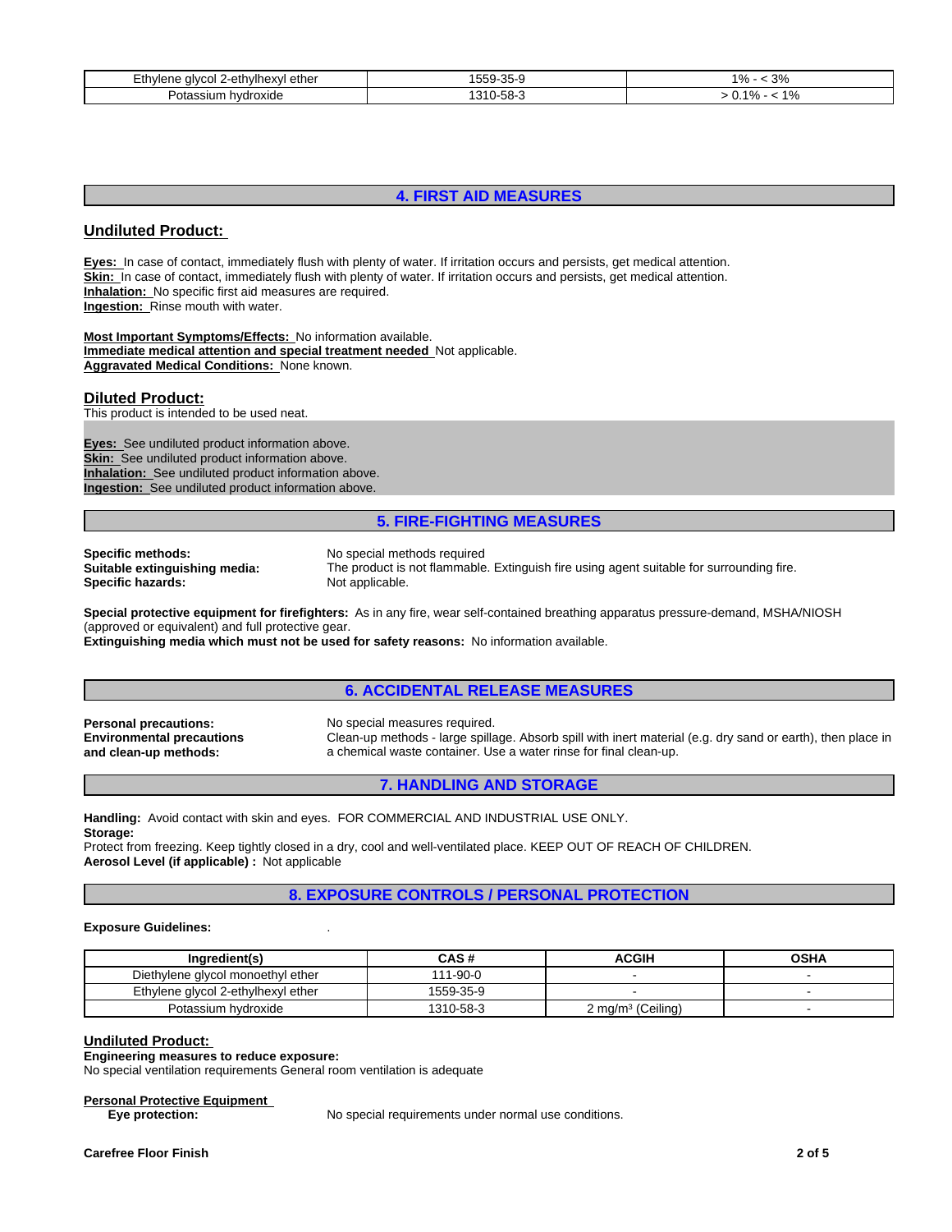| Ethylene glycol 2-ethylhexyl ether | 1559-35-9 | 1% - < 3% |
|---|---|---|
| Potassium hydroxide | 1310-58-3 | > 0.1% - < 1% |

## 4. FIRST AID MEASURES

### Undiluted Product:

**Eyes:** In case of contact, immediately flush with plenty of water. If irritation occurs and persists, get medical attention.
**Skin:** In case of contact, immediately flush with plenty of water. If irritation occurs and persists, get medical attention.
**Inhalation:** No specific first aid measures are required.
**Ingestion:** Rinse mouth with water.

**Most Important Symptoms/Effects:** No information available.
**Immediate medical attention and special treatment needed** Not applicable.
**Aggravated Medical Conditions:** None known.

### Diluted Product:

This product is intended to be used neat.

**Eyes:** See undiluted product information above.
**Skin:** See undiluted product information above.
**Inhalation:** See undiluted product information above.
**Ingestion:** See undiluted product information above.

## 5. FIRE-FIGHTING MEASURES

**Specific methods:** No special methods required
**Suitable extinguishing media:** The product is not flammable. Extinguish fire using agent suitable for surrounding fire.
**Specific hazards:** Not applicable.

**Special protective equipment for firefighters:** As in any fire, wear self-contained breathing apparatus pressure-demand, MSHA/NIOSH (approved or equivalent) and full protective gear.
**Extinguishing media which must not be used for safety reasons:** No information available.

## 6. ACCIDENTAL RELEASE MEASURES

**Personal precautions:** No special measures required.
**Environmental precautions and clean-up methods:** Clean-up methods - large spillage. Absorb spill with inert material (e.g. dry sand or earth), then place in a chemical waste container. Use a water rinse for final clean-up.

## 7. HANDLING AND STORAGE

**Handling:** Avoid contact with skin and eyes. FOR COMMERCIAL AND INDUSTRIAL USE ONLY.
**Storage:**
Protect from freezing. Keep tightly closed in a dry, cool and well-ventilated place. KEEP OUT OF REACH OF CHILDREN.
**Aerosol Level (if applicable) :** Not applicable

## 8. EXPOSURE CONTROLS / PERSONAL PROTECTION

**Exposure Guidelines:** .

| Ingredient(s) | CAS # | ACGIH | OSHA |
|---|---|---|---|
| Diethylene glycol monoethyl ether | 111-90-0 | - | - |
| Ethylene glycol 2-ethylhexyl ether | 1559-35-9 | - | - |
| Potassium hydroxide | 1310-58-3 | 2 mg/m$^3$ (Ceiling) | - |

### Undiluted Product:

**Engineering measures to reduce exposure:**
No special ventilation requirements General room ventilation is adequate

**Personal Protective Equipment**
**Eye protection:** No special requirements under normal use conditions.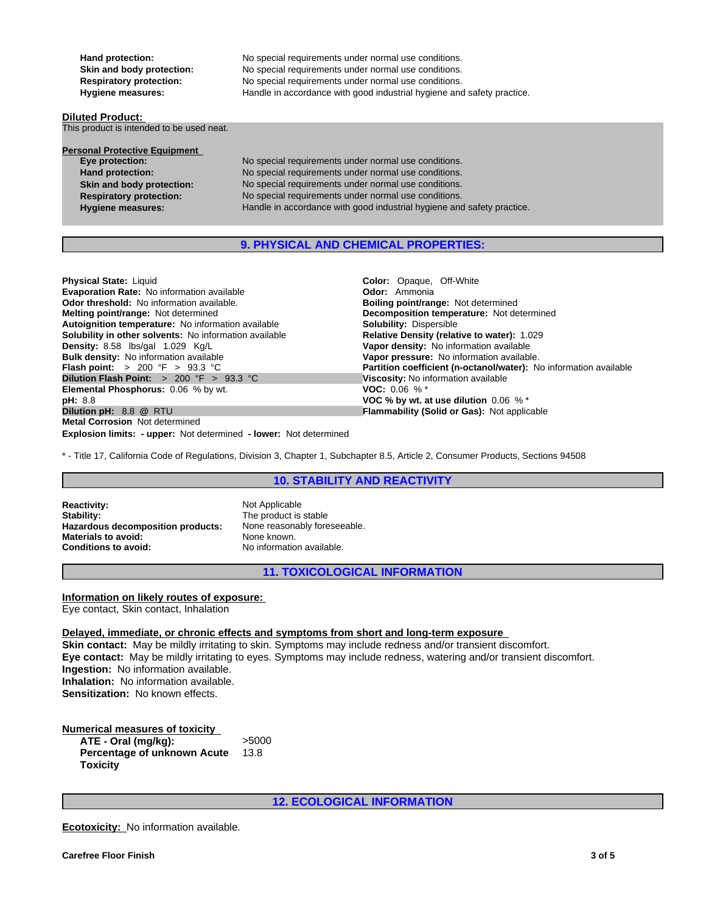| | |
|---|---|
| **Hand protection:** | No special requirements under normal use conditions. |
| **Skin and body protection:** | No special requirements under normal use conditions. |
| **Respiratory protection:** | No special requirements under normal use conditions. |
| **Hygiene measures:** | Handle in accordance with good industrial hygiene and safety practice. |

**Diluted Product:**

This product is intended to be used neat.

**Personal Protective Equipment**

| | |
|---|---|
| **Eye protection:** | No special requirements under normal use conditions. |
| **Hand protection:** | No special requirements under normal use conditions. |
| **Skin and body protection:** | No special requirements under normal use conditions. |
| **Respiratory protection:** | No special requirements under normal use conditions. |
| **Hygiene measures:** | Handle in accordance with good industrial hygiene and safety practice. |

## 9. PHYSICAL AND CHEMICAL PROPERTIES:

**Physical State:** Liquid
**Evaporation Rate:** No information available
**Odor threshold:** No information available.
**Melting point/range:** Not determined
**Autoignition temperature:** No information available
**Solubility in other solvents:** No information available
**Density:** 8.58 lbs/gal 1.029 Kg/L
**Bulk density:** No information available
**Flash point:** > 200 °F > 93.3 °C
**Dilution Flash Point:** > 200 °F > 93.3 °C
**Elemental Phosphorus:** 0.06 % by wt.
**pH:** 8.8
**Dilution pH:** 8.8 @ RTU
**Metal Corrosion** Not determined
**Explosion limits: - upper:** Not determined **- lower:** Not determined

**Color:** Opaque, Off-White
**Odor:** Ammonia
**Boiling point/range:** Not determined
**Decomposition temperature:** Not determined
**Solubility:** Dispersible
**Relative Density (relative to water):** 1.029
**Vapor density:** No information available
**Vapor pressure:** No information available.
**Partition coefficient (n-octanol/water):** No information available
**Viscosity:** No information available
**VOC:** 0.06 % *
**VOC % by wt. at use dilution** 0.06 % *
**Flammability (Solid or Gas):** Not applicable

* - Title 17, California Code of Regulations, Division 3, Chapter 1, Subchapter 8.5, Article 2, Consumer Products, Sections 94508

## 10. STABILITY AND REACTIVITY

| | |
|---|---|
| **Reactivity:** | Not Applicable |
| **Stability:** | The product is stable |
| **Hazardous decomposition products:** | None reasonably foreseeable. |
| **Materials to avoid:** | None known. |
| **Conditions to avoid:** | No information available. |

## 11. TOXICOLOGICAL INFORMATION

**Information on likely routes of exposure:**

Eye contact, Skin contact, Inhalation

**Delayed, immediate, or chronic effects and symptoms from short and long-term exposure**

**Skin contact:** May be mildly irritating to skin. Symptoms may include redness and/or transient discomfort.
**Eye contact:** May be mildly irritating to eyes. Symptoms may include redness, watering and/or transient discomfort.
**Ingestion:** No information available.
**Inhalation:** No information available.
**Sensitization:** No known effects.

**Numerical measures of toxicity**

| | |
|---|---|
| **ATE - Oral (mg/kg):** | >5000 |
| **Percentage of unknown Acute Toxicity** | 13.8 |

## 12. ECOLOGICAL INFORMATION

**Ecotoxicity:** No information available.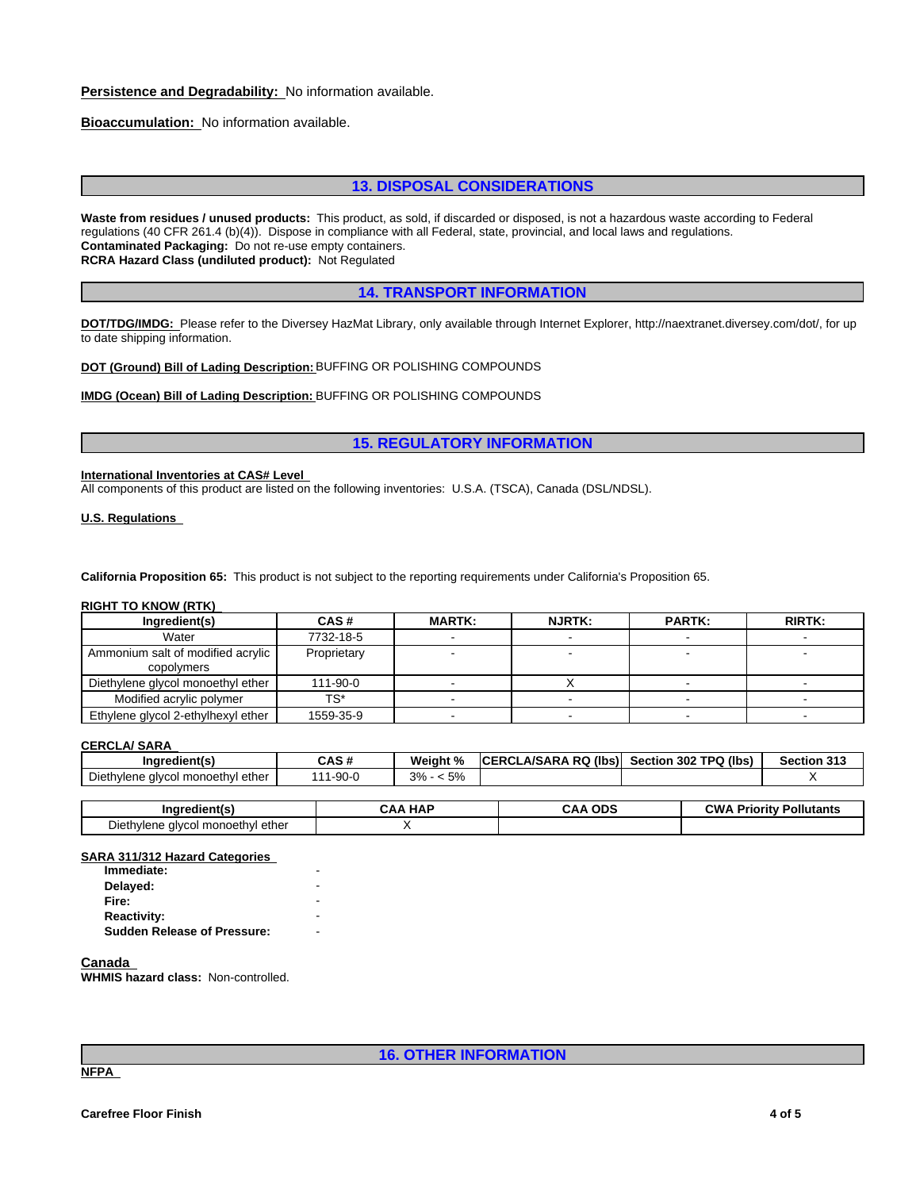**Persistence and Degradability:** No information available.

**Bioaccumulation:** No information available.

## 13. DISPOSAL CONSIDERATIONS

**Waste from residues / unused products:** This product, as sold, if discarded or disposed, is not a hazardous waste according to Federal regulations (40 CFR 261.4 (b)(4)). Dispose in compliance with all Federal, state, provincial, and local laws and regulations.
**Contaminated Packaging:** Do not re-use empty containers.
**RCRA Hazard Class (undiluted product):** Not Regulated

## 14. TRANSPORT INFORMATION

**DOT/TDG/IMDG:** Please refer to the Diversey HazMat Library, only available through Internet Explorer, http://naextranet.diversey.com/dot/, for up to date shipping information.

**DOT (Ground) Bill of Lading Description:** BUFFING OR POLISHING COMPOUNDS

**IMDG (Ocean) Bill of Lading Description:** BUFFING OR POLISHING COMPOUNDS

## 15. REGULATORY INFORMATION

**International Inventories at CAS# Level**
All components of this product are listed on the following inventories: U.S.A. (TSCA), Canada (DSL/NDSL).

**U.S. Regulations**

**California Proposition 65:** This product is not subject to the reporting requirements under California's Proposition 65.

**RIGHT TO KNOW (RTK)**

| Ingredient(s) | CAS # | MARTK: | NJRTK: | PARTK: | RIRTK: |
|---|---|---|---|---|---|
| Water | 7732-18-5 | - | - | - | - |
| Ammonium salt of modified acrylic copolymers | Proprietary | - | - | - | - |
| Diethylene glycol monoethyl ether | 111-90-0 | - | X | - | - |
| Modified acrylic polymer | TS* | - | - | - | - |
| Ethylene glycol 2-ethylhexyl ether | 1559-35-9 | - | - | - | - |

**CERCLA/ SARA**

| Ingredient(s) | CAS # | Weight % | CERCLA/SARA RQ (lbs) | Section 302 TPQ (lbs) | Section 313 |
|---|---|---|---|---|---|
| Diethylene glycol monoethyl ether | 111-90-0 | 3% - < 5% | | | X |

| Ingredient(s) | CAA HAP | CAA ODS | CWA Priority Pollutants |
|---|---|---|---|
| Diethylene glycol monoethyl ether | X | | |

**SARA 311/312 Hazard Categories**

- **Immediate:** -
- **Delayed:** -
- **Fire:** -
- **Reactivity:** -
- **Sudden Release of Pressure:** -

**Canada**
**WHMIS hazard class:** Non-controlled.

## 16. OTHER INFORMATION

**NFPA**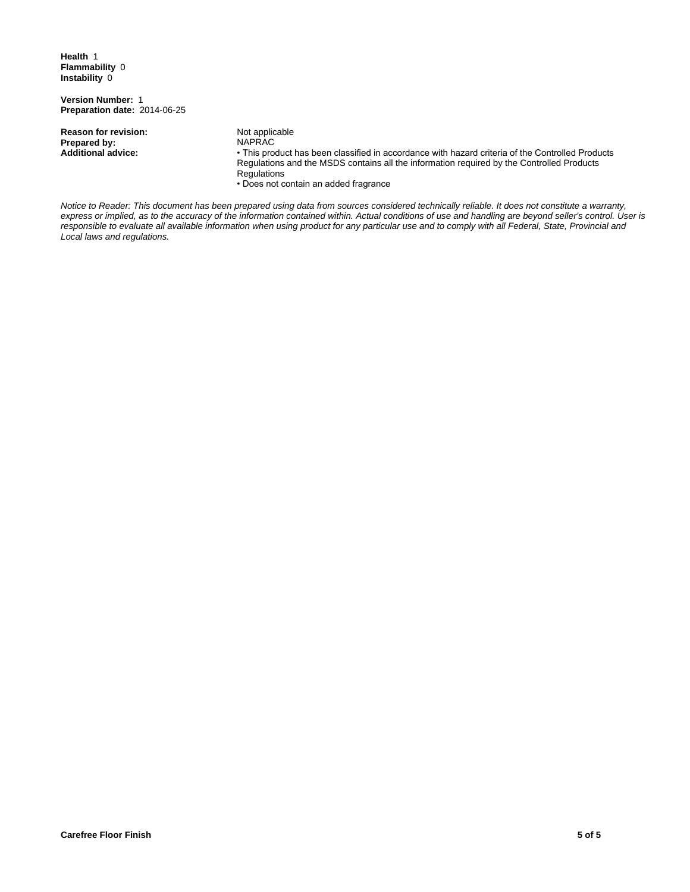**Health** 1
**Flammability** 0
**Instability** 0

**Version Number:** 1
**Preparation date:** 2014-06-25

| | |
|---|---|
| **Reason for revision:** | Not applicable |
| **Prepared by:** | NAPRAC |
| **Additional advice:** | • This product has been classified in accordance with hazard criteria of the Controlled Products Regulations and the MSDS contains all the information required by the Controlled Products Regulations<br>• Does not contain an added fragrance |

*Notice to Reader: This document has been prepared using data from sources considered technically reliable. It does not constitute a warranty, express or implied, as to the accuracy of the information contained within. Actual conditions of use and handling are beyond seller's control. User is responsible to evaluate all available information when using product for any particular use and to comply with all Federal, State, Provincial and Local laws and regulations.*